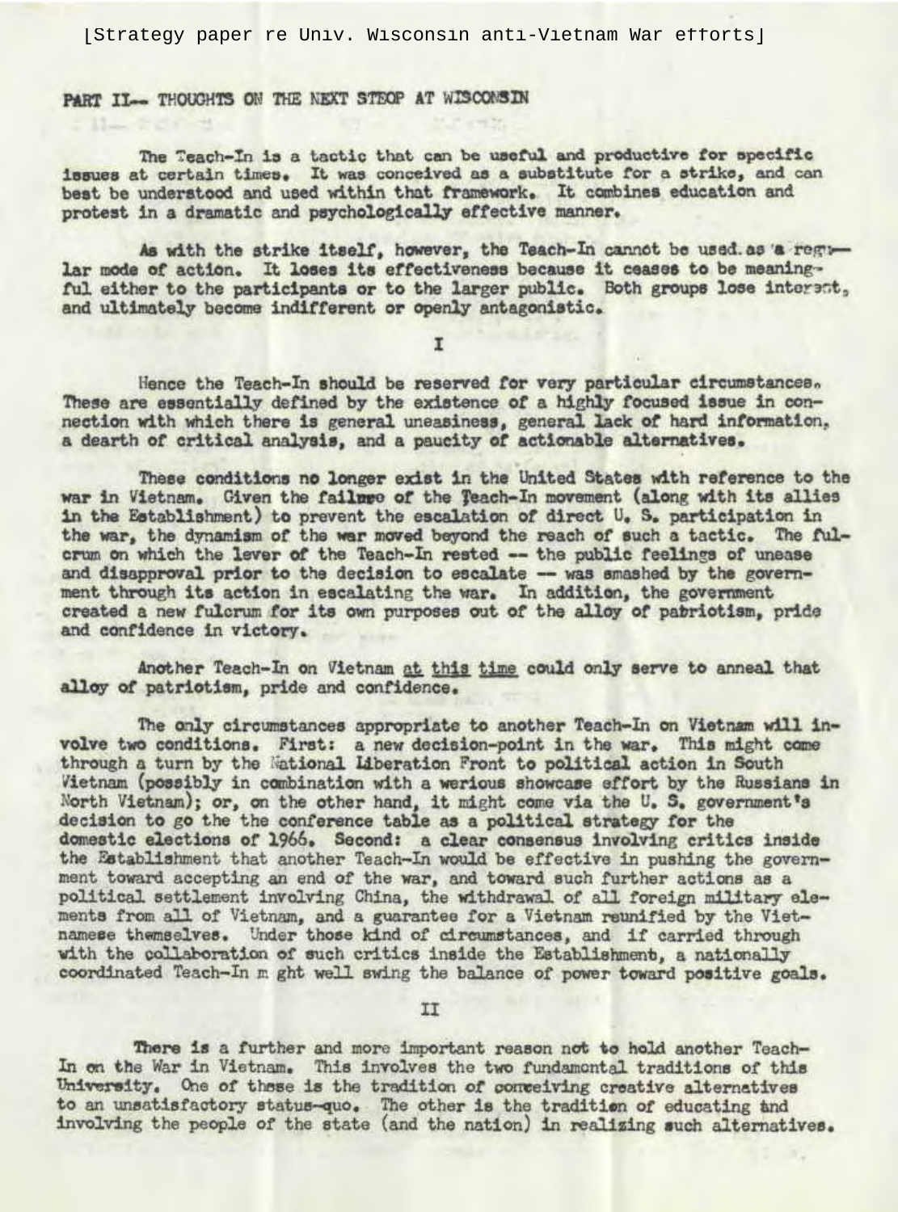[Strategy paper re Univ. Wisconsin anti-Vietnam War efforts]

## PART II-- THOUGHTS ON THE NEXT STEOP AT WISCONSIN

The Teach-In is a tactic that can be useful and productive for specific issues at certain times. It was conceived as a substitute for a strike, and can best be understood and used within that framework. It combines education and protest in a dramatic and psychologically effective manner.

As with the strike itself, however, the Teach-In cannot be used as a regular mode of action. It loses its effectiveness because it ceases to be meaningful either to the participants or to the larger public. Both groups lose interest, and ultimately become indifferent or openly antagonistic.

I

Hence the Teach-In should be reserved for very particular circumstances. These are essentially defined by the existence of a highly focused issue in connection with which there is general uneasiness, general lack of hard information, a dearth of critical analysis, and a paucity of actionable alternatives.

These conditions no longer exist in the United States with reference to the war in Vietnam. Given the failure of the Teach-In movement (along with its allies in the Establishment) to prevent the escalation of direct U. S. participation in the war, the dynamism of the war moved beyond the reach of such a tactic. The fulcrum on which the lever of the Teach-In rested -- the public feelings of unease and disapproval prior to the decision to escalate -- was smashed by the government through its action in escalating the war. In addition, the government created a new fulcrum for its own purposes out of the alloy of patriotism, pride and confidence in victory.

Another Teach-In on Vietnam at this time could only serve to anneal that alloy of patriotism, pride and confidence.

The only circumstances appropriate to another Teach-In on Vietnam will involve two conditions. First: a new decision-point in the war. This might come through a turn by the National Liberation Front to political action in South Vietnam (possibly in combination with a werious showcase effort by the Russians in North Vietnam); or, on the other hand, it might come via the U. S. government's decision to go the the conference table as a political strategy for the domestic elections of 1966. Second: a clear consensus involving critics inside the Establishment that another Teach-In would be effective in pushing the government toward accepting an end of the war, and toward such further actions as a political settlement involving China, the withdrawal of all foreign military elements from all of Vietnam, and a guarantee for a Vietnam reunified by the Vietnamese themselves. Under those kind of circumstances, and if carried through with the collaboration of such critics inside the Establishment, a nationally coordinated Teach-In might well swing the balance of power toward positive goals.

II

There is a further and more important reason not to hold another Teach-In on the War in Vietnam. This involves the two fundamental traditions of this University. One of these is the tradition of conceiving creative alternatives to an unsatisfactory status-quo. The other is the tradition of educating and involving the people of the state (and the nation) in realizing such alternatives.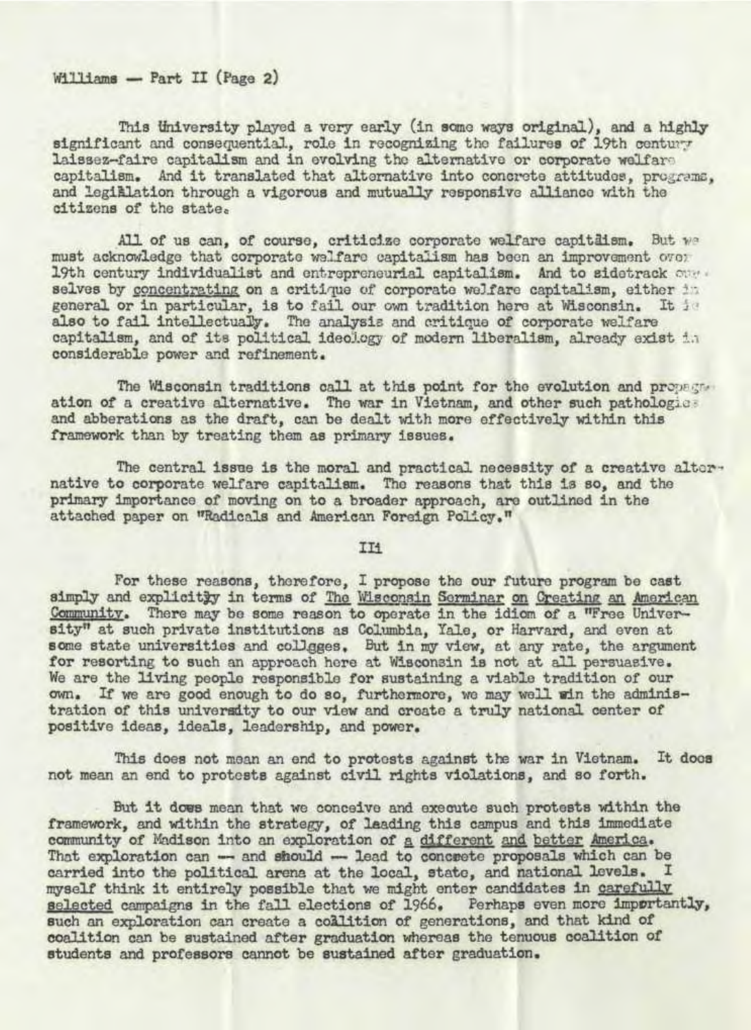This University played a very early (in some ways original), and a highly significant and consequential, role in recognizing the failures of 19th century laissez-faire capitalism and in evolving the alternative or corporate welfare capitalism. And it translated that alternative into concrete attitudes, programs, and legislation through a vigorous and mutually responsive alliance with the citizens of the state.

All of us can, of course, criticize corporate welfare capitalism. But we must acknowledge that corporate welfare capitalism has been an improvement over 19th century individualist and entrepreneurial capitalism. And to sidetrack ourselves by concentrating on a critique of corporate welfare capitalism, either in general or in particular, is to fail our own tradition here at Wisconsin. It is also to fail intellectually. The analysis and critique of corporate welfare capitalism, and of its political ideology of modern liberalism, already exist in considerable power and refinement.

The Wisconsin traditions call at this point for the evolution and propagation of a creative alternative. The war in Vietnam, and other such pathologies and abberations as the draft, can be dealt with more effectively within this framework than by treating them as primary issues.

The central issue is the moral and practical necessity of a creative alternative to corporate welfare capitalism. The reasons that this is so, and the primary importance of moving on to a broader approach, are outlined in the attached paper on "Radicals and American Foreign Policy."

III

For these reasons, therefore, I propose the our future program be cast simply and explicitly in terms of The Wisconsin Serminar on Creating an American Community. There may be some reason to operate in the idiom of a "Free University" at such private institutions as Columbia, Yale, or Harvard, and even at some state universities and collges. But in my view, at any rate, the argument for resorting to such an approach here at Wisconsin is not at all persuasive. We are the living people responsible for sustaining a viable tradition of our own. If we are good enough to do so, furthermore, we may well win the administration of this university to our view and create a truly national center of positive ideas, ideals, leadership, and power.

This does not mean an end to protests against the war in Vietnam. It does not mean an end to protests against civil rights violations, and so forth.

But it does mean that we conceive and execute such protests within the framework, and within the strategy, of leading this campus and this immediate community of Madison into an exploration of a different and better America. That exploration can — and should — lead to concrete proposals which can be carried into the political arena at the local, state, and national levels. I myself think it entirely possible that we might enter candidates in carefully selected campaigns in the fall elections of 1966. Perhaps even more importantly, such an exploration can create a coalition of generations, and that kind of coalition can be sustained after graduation whereas the tenuous coalition of students and professors cannot be sustained after graduation.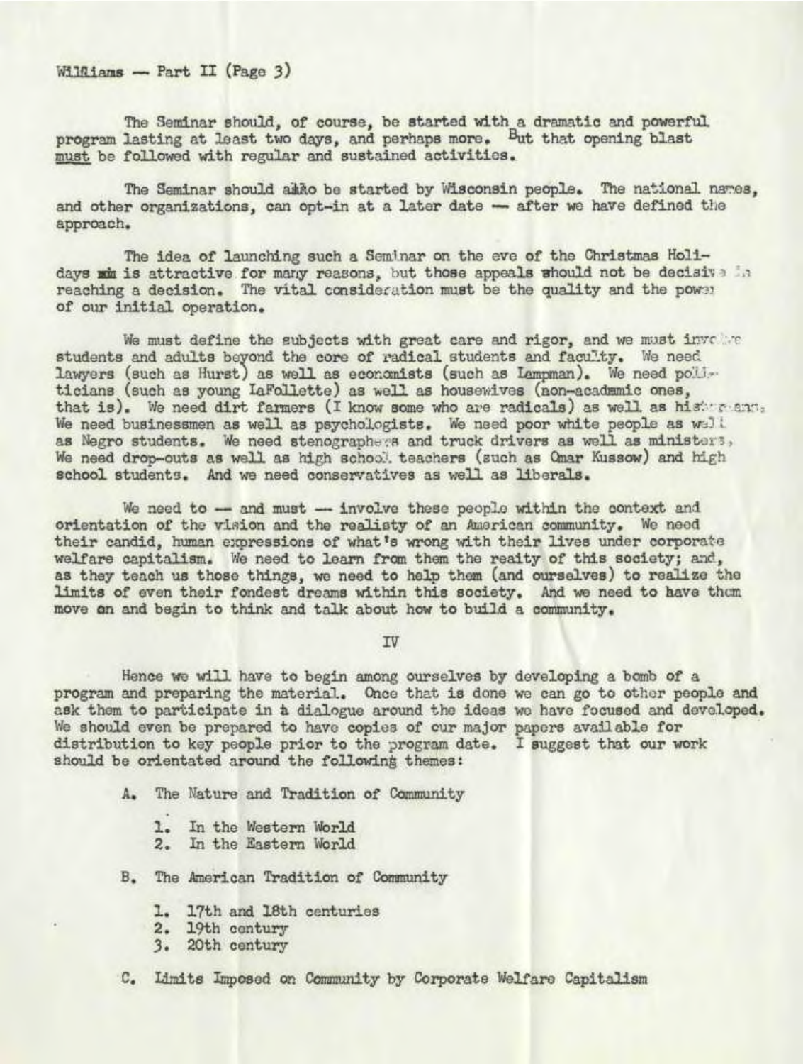The Seminar should, of course, be started with a dramatic and powerful program lasting at least two days, and perhaps more. But that opening blast must be followed with regular and sustained activities.

The Seminar should also be started by Wisconsin people. The national names, and other organizations, can opt-in at a later date — after we have defined the approach.

The idea of launching such a Seminar on the eve of the Christmas Holidays is attractive for many reasons, but those appeals should not be decisive in reaching a decision. The vital consideration must be the quality and the power of our initial operation.

We must define the subjects with great care and rigor, and we must involve students and adults beyond the core of radical students and faculty. We need lawyers (such as Hurst) as well as economists (such as Lampman). We need politicians (such as young LaFollette) as well as housewives (non-academic ones, that is). We need dirt farmers (I know some who are radicals) as well as historians. We need businessmen as well as psychologists. We need poor white people as well as Negro students. We need stenographers and truck drivers as well as ministers. We need drop-outs as well as high school teachers (such as Omar Kussow) and high school students. And we need conservatives as well as liberals.

We need to — and must — involve these people within the context and orientation of the vision and the realisty of an American community. We need their candid, human expressions of what's wrong with their lives under corporate welfare capitalism. We need to learn from them the reaity of this society; and, as they teach us those things, we need to help them (and ourselves) to realize the limits of even their fondest dreams within this society. And we need to have them move on and begin to think and talk about how to build a community.

## IV

Hence we will have to begin among ourselves by developing a bomb of a program and preparing the material. Once that is done we can go to other people and ask them to participate in a dialogue around the ideas we have focused and developed. We should even be prepared to have copies of our major papers available for distribution to key people prior to the program date. I suggest that our work should be orientated around the following themes:

A. The Nature and Tradition of Community

1. In the Western World
2. In the Eastern World

B. The American Tradition of Community

1. 17th and 18th centuries
2. 19th century
3. 20th century

C. Limits Imposed on Community by Corporate Welfare Capitalism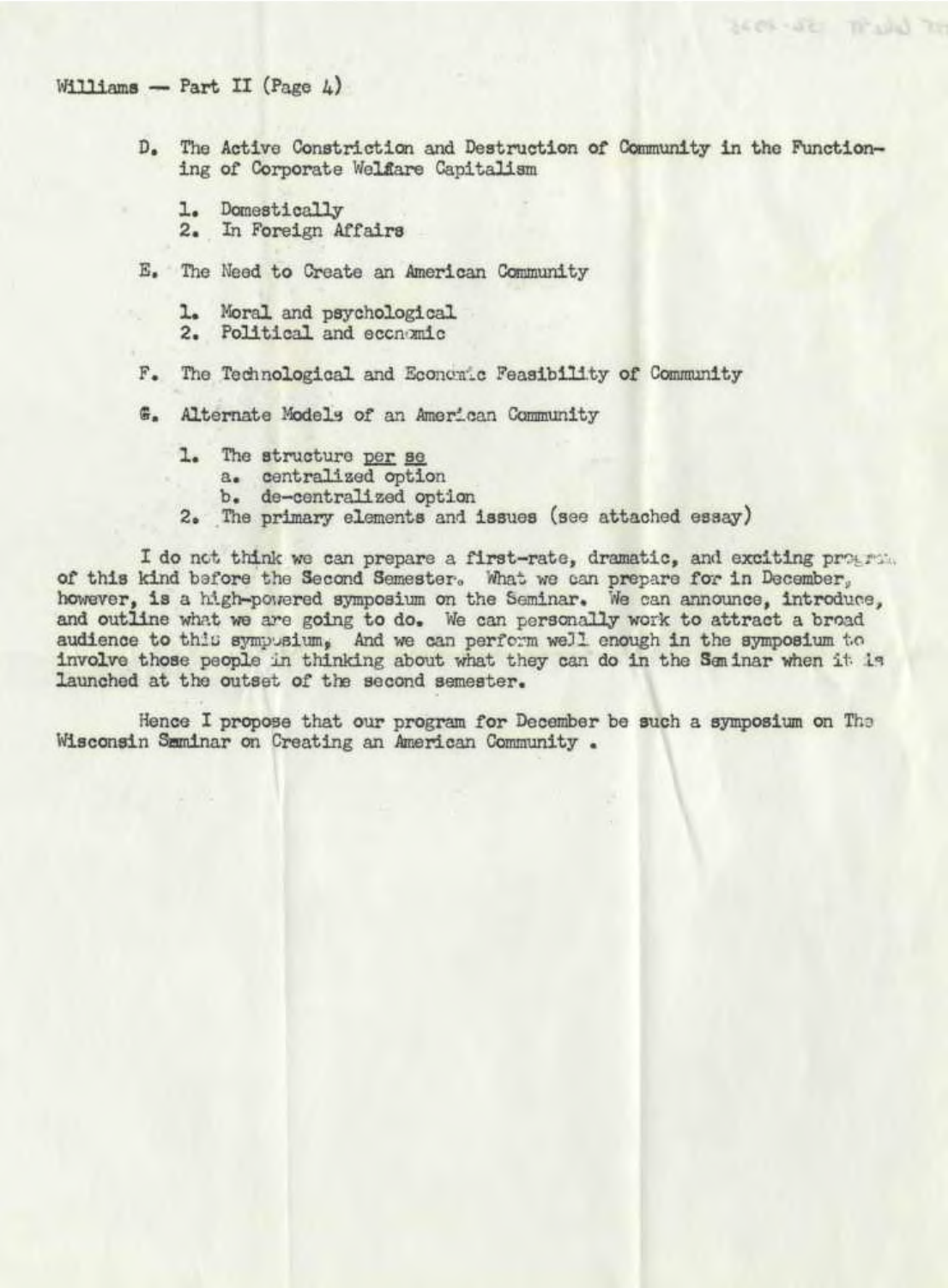D. The Active Constriction and Destruction of Community in the Functioning of Corporate Welfare Capitalism

   1. Domestically
   2. In Foreign Affairs

E. The Need to Create an American Community

   1. Moral and psychological
   2. Political and economic

F. The Technological and Economic Feasibility of Community

G. Alternate Models of an American Community

   1. The structure <u>per se</u>
      a. centralized option
      b. de-centralized option
   2. The primary elements and issues (see attached essay)

I do not think we can prepare a first-rate, dramatic, and exciting program of this kind before the Second Semester. What we can prepare for in December, however, is a high-powered symposium on the Seminar. We can announce, introduce, and outline what we are going to do. We can personally work to attract a broad audience to this symposium, And we can perform well enough in the symposium to involve those people in thinking about what they can do in the Seminar when it is launched at the outset of the second semester.

Hence I propose that our program for December be such a symposium on The Wisconsin Seminar on Creating an American Community .